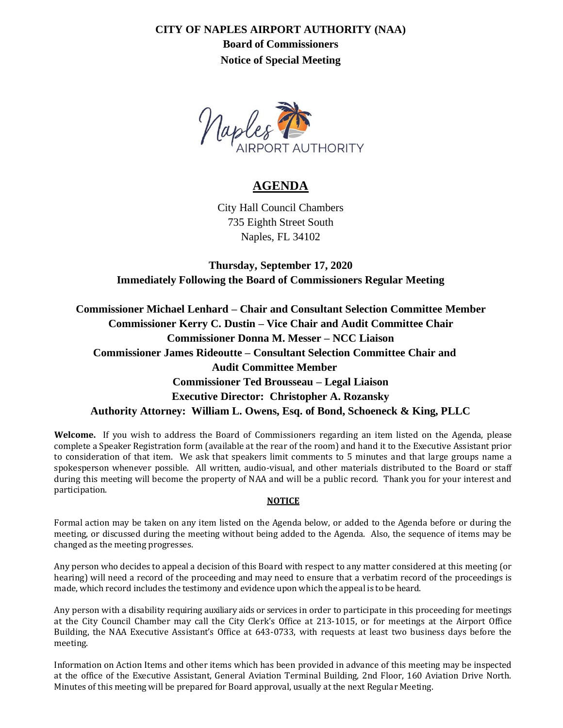**CITY OF NAPLES AIRPORT AUTHORITY (NAA)**

**Board of Commissioners**

**Notice of Special Meeting**

Naples AIRPORT AUTHORITY

# AGENDA

City Hall Council Chambers
735 Eighth Street South
Naples, FL 34102

**Thursday, September 17, 2020**
**Immediately Following the Board of Commissioners Regular Meeting**

**Commissioner Michael Lenhard – Chair and Consultant Selection Committee Member**
**Commissioner Kerry C. Dustin – Vice Chair and Audit Committee Chair**
**Commissioner Donna M. Messer – NCC Liaison**
**Commissioner James Rideoutte – Consultant Selection Committee Chair and Audit Committee Member**
**Commissioner Ted Brousseau – Legal Liaison**
**Executive Director: Christopher A. Rozansky**
**Authority Attorney: William L. Owens, Esq. of Bond, Schoeneck & King, PLLC**

**Welcome.** If you wish to address the Board of Commissioners regarding an item listed on the Agenda, please complete a Speaker Registration form (available at the rear of the room) and hand it to the Executive Assistant prior to consideration of that item. We ask that speakers limit comments to 5 minutes and that large groups name a spokesperson whenever possible. All written, audio-visual, and other materials distributed to the Board or staff during this meeting will become the property of NAA and will be a public record. Thank you for your interest and participation.

**NOTICE**

Formal action may be taken on any item listed on the Agenda below, or added to the Agenda before or during the meeting, or discussed during the meeting without being added to the Agenda. Also, the sequence of items may be changed as the meeting progresses.

Any person who decides to appeal a decision of this Board with respect to any matter considered at this meeting (or hearing) will need a record of the proceeding and may need to ensure that a verbatim record of the proceedings is made, which record includes the testimony and evidence upon which the appeal is to be heard.

Any person with a disability requiring auxiliary aids or services in order to participate in this proceeding for meetings at the City Council Chamber may call the City Clerk's Office at 213-1015, or for meetings at the Airport Office Building, the NAA Executive Assistant's Office at 643-0733, with requests at least two business days before the meeting.

Information on Action Items and other items which has been provided in advance of this meeting may be inspected at the office of the Executive Assistant, General Aviation Terminal Building, 2nd Floor, 160 Aviation Drive North. Minutes of this meeting will be prepared for Board approval, usually at the next Regular Meeting.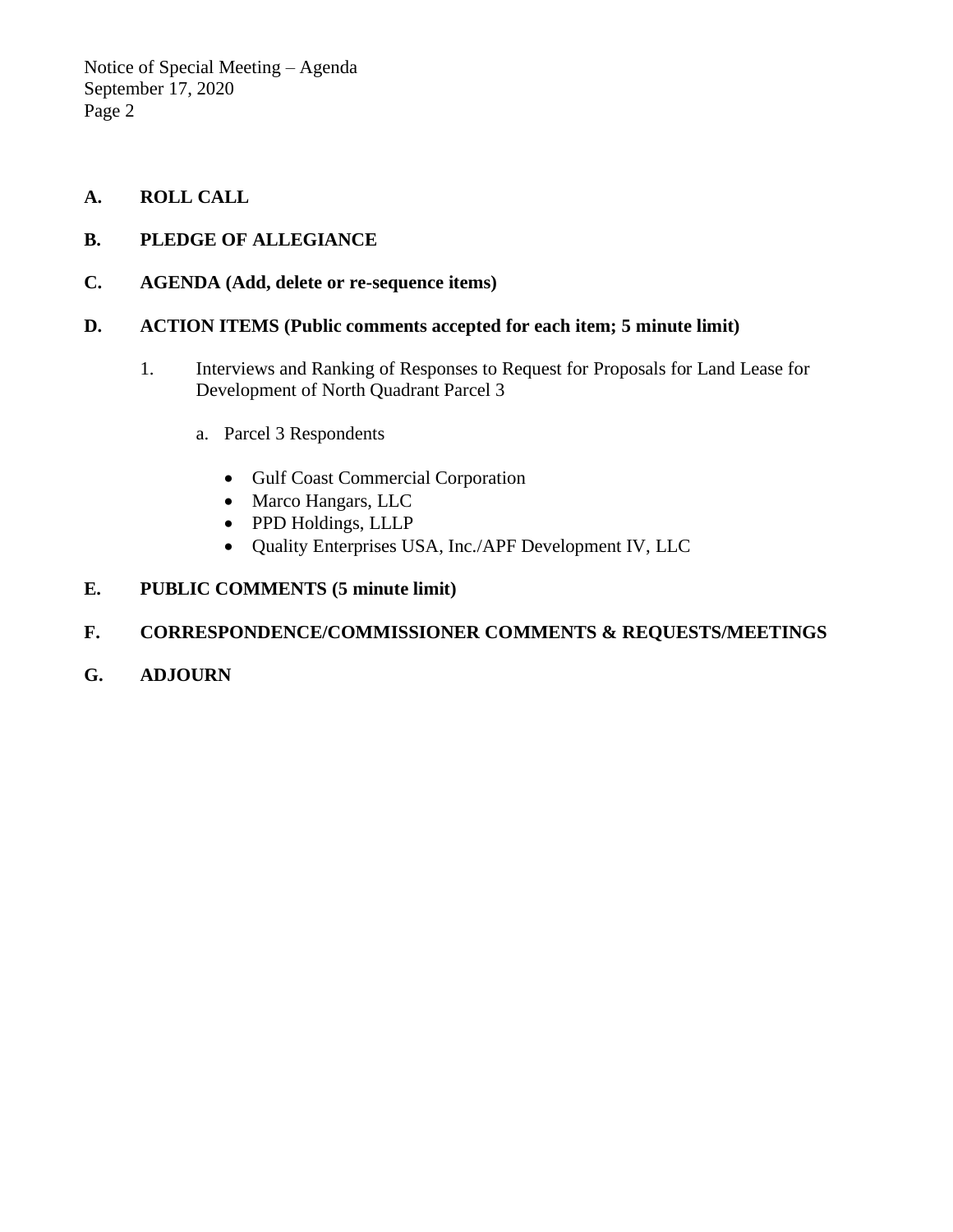**A. ROLL CALL**

**B. PLEDGE OF ALLEGIANCE**

**C. AGENDA (Add, delete or re-sequence items)**

**D. ACTION ITEMS (Public comments accepted for each item; 5 minute limit)**

1. Interviews and Ranking of Responses to Request for Proposals for Land Lease for Development of North Quadrant Parcel 3

   a. Parcel 3 Respondents

      - Gulf Coast Commercial Corporation
      - Marco Hangars, LLC
      - PPD Holdings, LLLP
      - Quality Enterprises USA, Inc./APF Development IV, LLC

**E. PUBLIC COMMENTS (5 minute limit)**

**F. CORRESPONDENCE/COMMISSIONER COMMENTS & REQUESTS/MEETINGS**

**G. ADJOURN**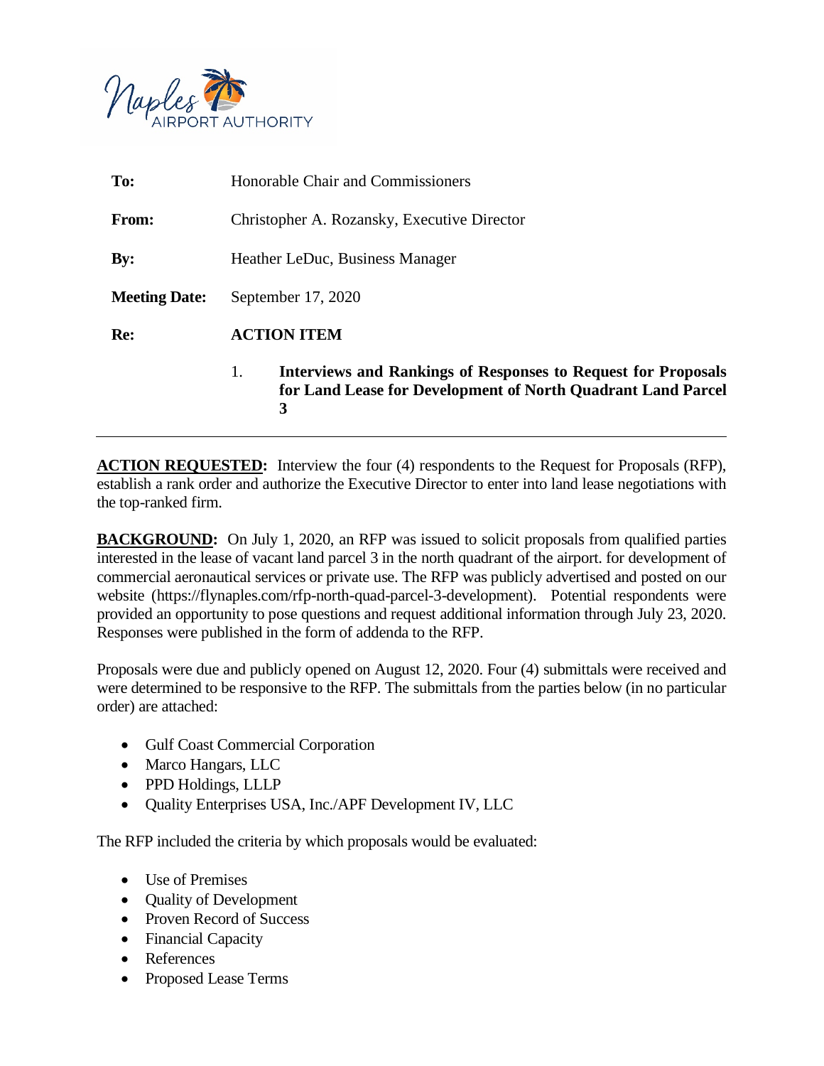Naples AIRPORT AUTHORITY

| | |
|---|---|
| **To:** | Honorable Chair and Commissioners |
| **From:** | Christopher A. Rozansky, Executive Director |
| **By:** | Heather LeDuc, Business Manager |
| **Meeting Date:** | September 17, 2020 |
| **Re:** | **ACTION ITEM** |
| | 1. **Interviews and Rankings of Responses to Request for Proposals for Land Lease for Development of North Quadrant Land Parcel 3** |

---

**ACTION REQUESTED:** Interview the four (4) respondents to the Request for Proposals (RFP), establish a rank order and authorize the Executive Director to enter into land lease negotiations with the top-ranked firm.

**BACKGROUND:** On July 1, 2020, an RFP was issued to solicit proposals from qualified parties interested in the lease of vacant land parcel 3 in the north quadrant of the airport. for development of commercial aeronautical services or private use. The RFP was publicly advertised and posted on our website (https://flynaples.com/rfp-north-quad-parcel-3-development). Potential respondents were provided an opportunity to pose questions and request additional information through July 23, 2020. Responses were published in the form of addenda to the RFP.

Proposals were due and publicly opened on August 12, 2020. Four (4) submittals were received and were determined to be responsive to the RFP. The submittals from the parties below (in no particular order) are attached:

- Gulf Coast Commercial Corporation
- Marco Hangars, LLC
- PPD Holdings, LLLP
- Quality Enterprises USA, Inc./APF Development IV, LLC

The RFP included the criteria by which proposals would be evaluated:

- Use of Premises
- Quality of Development
- Proven Record of Success
- Financial Capacity
- References
- Proposed Lease Terms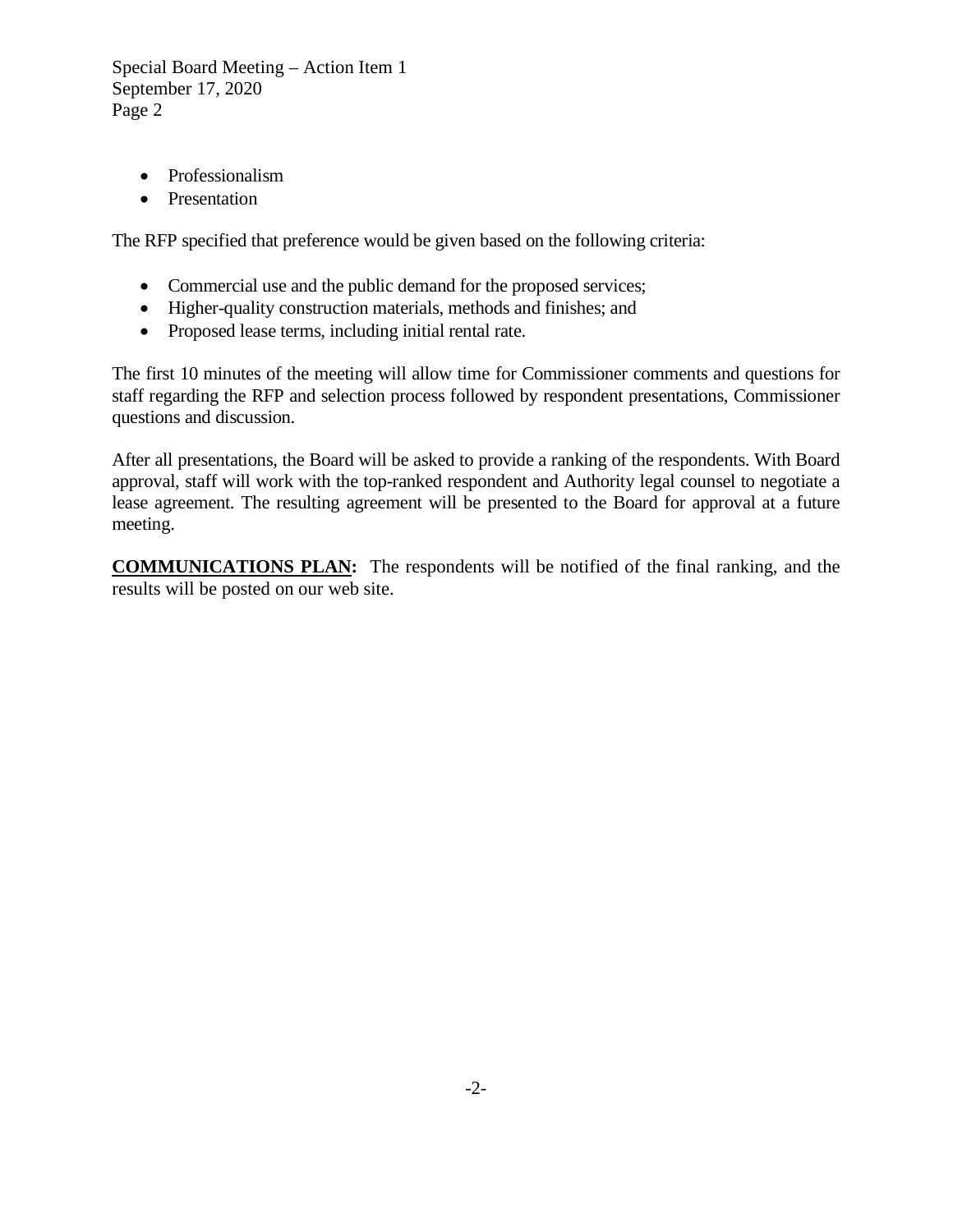- Professionalism
- Presentation

The RFP specified that preference would be given based on the following criteria:

- Commercial use and the public demand for the proposed services;
- Higher-quality construction materials, methods and finishes; and
- Proposed lease terms, including initial rental rate.

The first 10 minutes of the meeting will allow time for Commissioner comments and questions for staff regarding the RFP and selection process followed by respondent presentations, Commissioner questions and discussion.

After all presentations, the Board will be asked to provide a ranking of the respondents. With Board approval, staff will work with the top-ranked respondent and Authority legal counsel to negotiate a lease agreement. The resulting agreement will be presented to the Board for approval at a future meeting.

**COMMUNICATIONS PLAN:** The respondents will be notified of the final ranking, and the results will be posted on our web site.